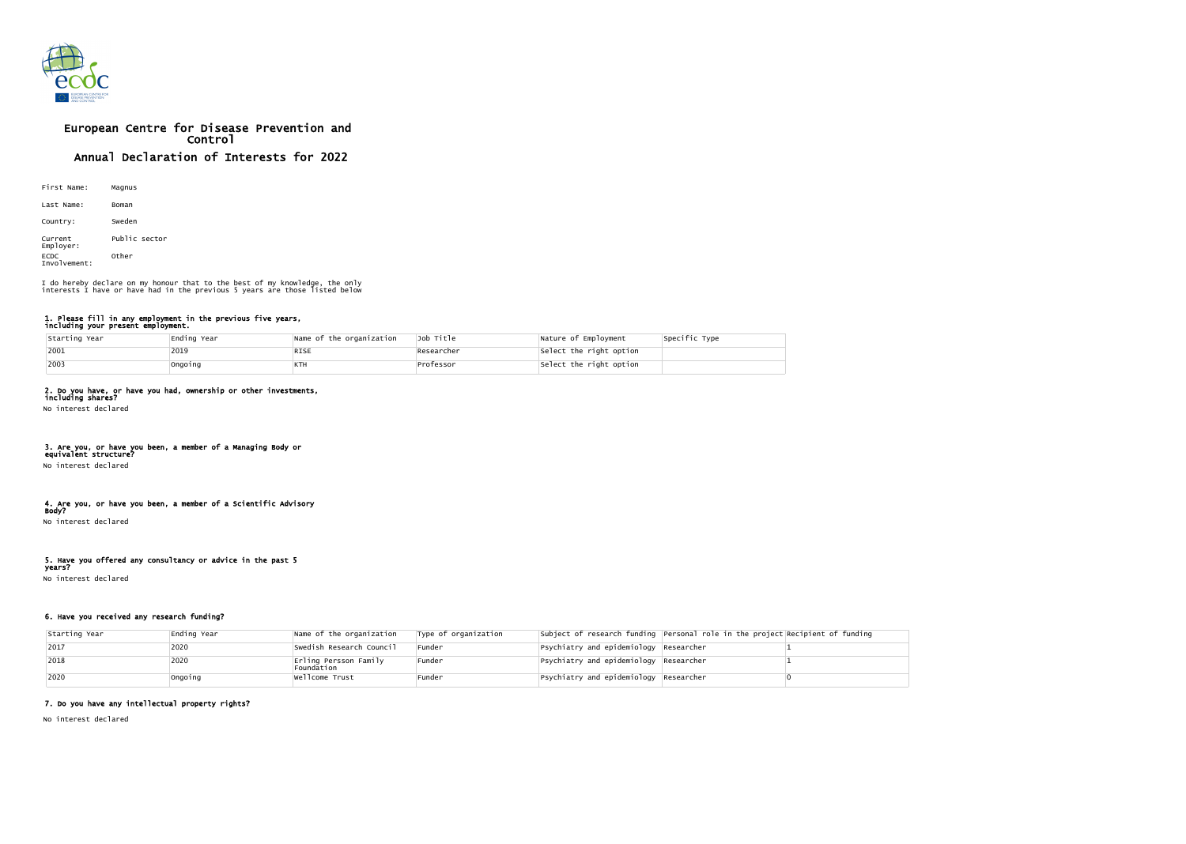# European Centre for Disease Prevention and Control

## Annual Declaration of Interests for 2022

First Name: Magnus

Last Name: Boman

Country: Sweden

Current Employer: Public sector

ECDC Involvement: Other

I do hereby declare on my honour that to the best of my knowledge, the only interests I have or have had in the previous 5 years are those listed below

### 1. Please fill in any employment in the previous five years, including your present employment.

| Starting Year | Ending Year | Name of the organization | Job Title | Nature of Employment | Specific Type |
|---|---|---|---|---|---|
| 2001 | 2019 | RISE | Researcher | Select the right option | |
| 2003 | Ongoing | KTH | Professor | Select the right option | |

### 2. Do you have, or have you had, ownership or other investments, including shares?

No interest declared

### 3. Are you, or have you been, a member of a Managing Body or equivalent structure?

No interest declared

### 4. Are you, or have you been, a member of a Scientific Advisory Body?

No interest declared

### 5. Have you offered any consultancy or advice in the past 5 years?

No interest declared

### 6. Have you received any research funding?

| Starting Year | Ending Year | Name of the organization | Type of organization | Subject of research funding | Personal role in the project | Recipient of funding |
|---|---|---|---|---|---|---|
| 2017 | 2020 | Swedish Research Council | Funder | Psychiatry and epidemiology | Researcher | 1 |
| 2018 | 2020 | Erling Persson Family Foundation | Funder | Psychiatry and epidemiology | Researcher | 1 |
| 2020 | Ongoing | Wellcome Trust | Funder | Psychiatry and epidemiology | Researcher | 0 |

### 7. Do you have any intellectual property rights?

No interest declared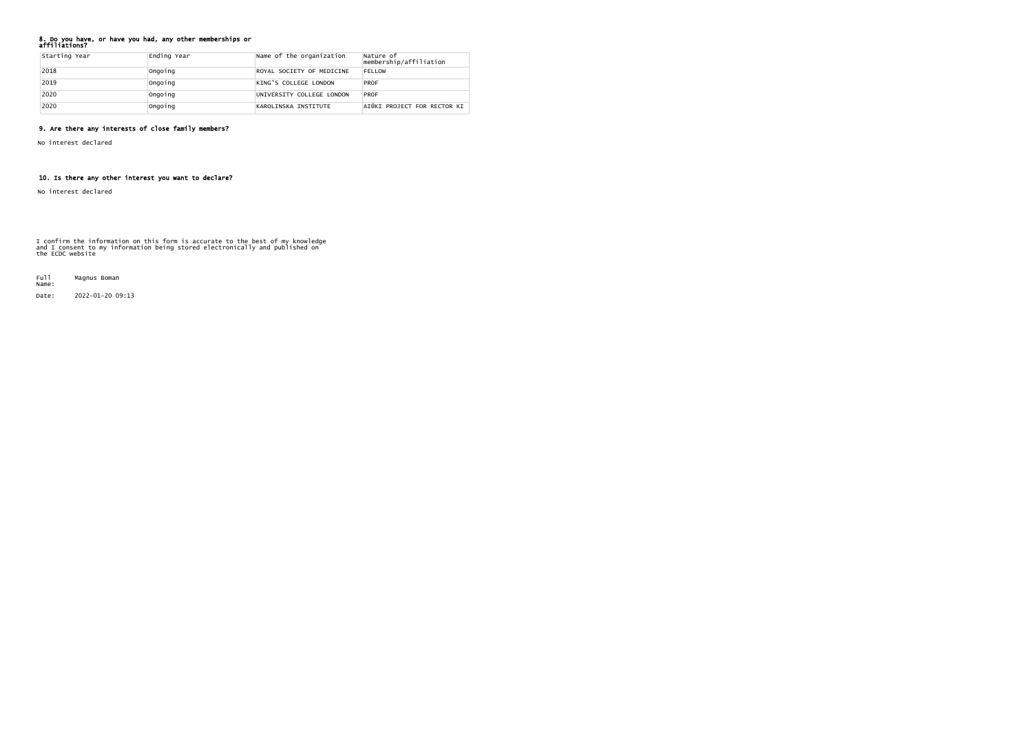### 8. Do you have, or have you had, any other memberships or affiliations?

| Starting Year | Ending Year | Name of the organization | Nature of membership/affiliation |
|---|---|---|---|
| 2018 | Ongoing | ROYAL SOCIETY OF MEDICINE | FELLOW |
| 2019 | Ongoing | KING'S COLLEGE LONDON | PROF |
| 2020 | Ongoing | UNIVERSITY COLLEGE LONDON | PROF |
| 2020 | Ongoing | KAROLINSKA INSTITUTE | AI@KI PROJECT FOR RECTOR KI |

### 9. Are there any interests of close family members?

No interest declared

### 10. Is there any other interest you want to declare?

No interest declared

I confirm the information on this form is accurate to the best of my knowledge and I consent to my information being stored electronically and published on the ECDC website

Full Name: Magnus Boman

Date: 2022-01-20 09:13